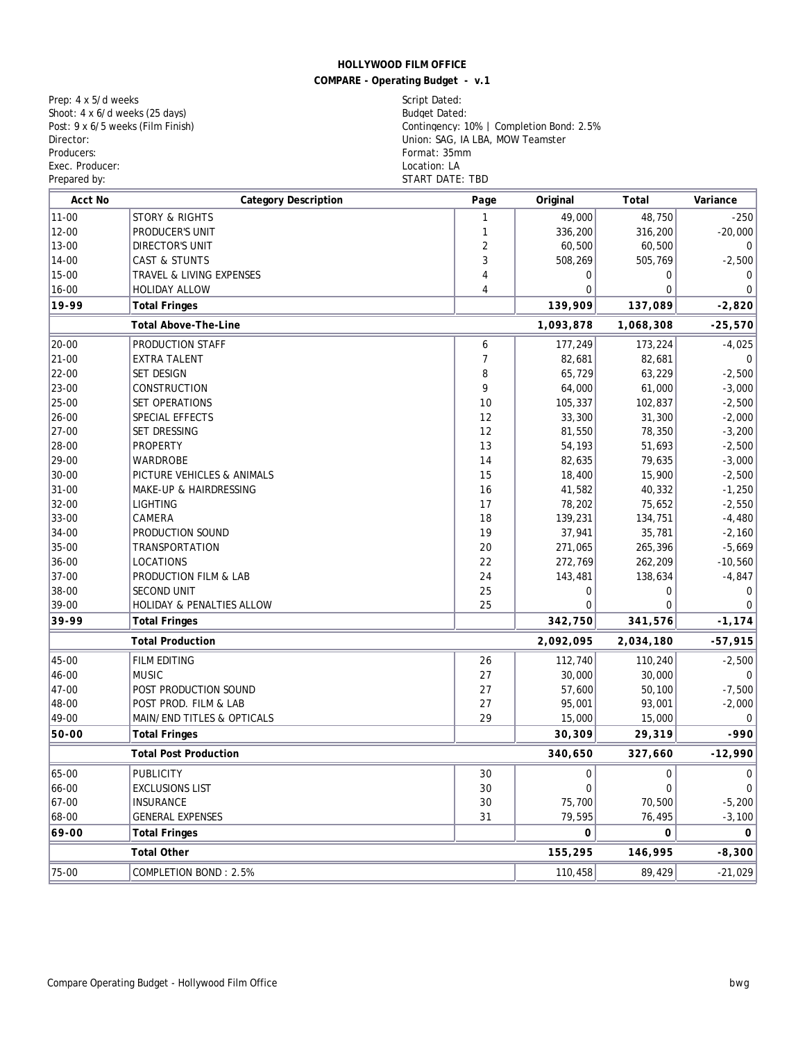**HOLLYWOOD FILM OFFICE**

**COMPARE - Operating Budget - v.1**

Prep: 4 x 5/d weeks
Shoot: 4 x 6/d weeks (25 days)
Post: 9 x 6/5 weeks (Film Finish)
Director:
Producers:
Exec. Producer:
Prepared by:

Script Dated:
Budget Dated:
Contingency: 10% | Completion Bond: 2.5%
Union: SAG, IA LBA, MOW Teamster
Format: 35mm
Location: LA
START DATE: TBD

| Acct No | Category Description | Page | Original | Total | Variance |
|---|---|---|---|---|---|
| 11-00 | STORY & RIGHTS | 1 | 49,000 | 48,750 | -250 |
| 12-00 | PRODUCER'S UNIT | 1 | 336,200 | 316,200 | -20,000 |
| 13-00 | DIRECTOR'S UNIT | 2 | 60,500 | 60,500 | 0 |
| 14-00 | CAST & STUNTS | 3 | 508,269 | 505,769 | -2,500 |
| 15-00 | TRAVEL & LIVING EXPENSES | 4 | 0 | 0 | 0 |
| 16-00 | HOLIDAY ALLOW | 4 | 0 | 0 | 0 |
| **19-99** | **Total Fringes** | | **139,909** | **137,089** | **-2,820** |
| | **Total Above-The-Line** | | **1,093,878** | **1,068,308** | **-25,570** |
| 20-00 | PRODUCTION STAFF | 6 | 177,249 | 173,224 | -4,025 |
| 21-00 | EXTRA TALENT | 7 | 82,681 | 82,681 | 0 |
| 22-00 | SET DESIGN | 8 | 65,729 | 63,229 | -2,500 |
| 23-00 | CONSTRUCTION | 9 | 64,000 | 61,000 | -3,000 |
| 25-00 | SET OPERATIONS | 10 | 105,337 | 102,837 | -2,500 |
| 26-00 | SPECIAL EFFECTS | 12 | 33,300 | 31,300 | -2,000 |
| 27-00 | SET DRESSING | 12 | 81,550 | 78,350 | -3,200 |
| 28-00 | PROPERTY | 13 | 54,193 | 51,693 | -2,500 |
| 29-00 | WARDROBE | 14 | 82,635 | 79,635 | -3,000 |
| 30-00 | PICTURE VEHICLES & ANIMALS | 15 | 18,400 | 15,900 | -2,500 |
| 31-00 | MAKE-UP & HAIRDRESSING | 16 | 41,582 | 40,332 | -1,250 |
| 32-00 | LIGHTING | 17 | 78,202 | 75,652 | -2,550 |
| 33-00 | CAMERA | 18 | 139,231 | 134,751 | -4,480 |
| 34-00 | PRODUCTION SOUND | 19 | 37,941 | 35,781 | -2,160 |
| 35-00 | TRANSPORTATION | 20 | 271,065 | 265,396 | -5,669 |
| 36-00 | LOCATIONS | 22 | 272,769 | 262,209 | -10,560 |
| 37-00 | PRODUCTION FILM & LAB | 24 | 143,481 | 138,634 | -4,847 |
| 38-00 | SECOND UNIT | 25 | 0 | 0 | 0 |
| 39-00 | HOLIDAY & PENALTIES ALLOW | 25 | 0 | 0 | 0 |
| **39-99** | **Total Fringes** | | **342,750** | **341,576** | **-1,174** |
| | **Total Production** | | **2,092,095** | **2,034,180** | **-57,915** |
| 45-00 | FILM EDITING | 26 | 112,740 | 110,240 | -2,500 |
| 46-00 | MUSIC | 27 | 30,000 | 30,000 | 0 |
| 47-00 | POST PRODUCTION SOUND | 27 | 57,600 | 50,100 | -7,500 |
| 48-00 | POST PROD. FILM & LAB | 27 | 95,001 | 93,001 | -2,000 |
| 49-00 | MAIN/END TITLES & OPTICALS | 29 | 15,000 | 15,000 | 0 |
| **50-00** | **Total Fringes** | | **30,309** | **29,319** | **-990** |
| | **Total Post Production** | | **340,650** | **327,660** | **-12,990** |
| 65-00 | PUBLICITY | 30 | 0 | 0 | 0 |
| 66-00 | EXCLUSIONS LIST | 30 | 0 | 0 | 0 |
| 67-00 | INSURANCE | 30 | 75,700 | 70,500 | -5,200 |
| 68-00 | GENERAL EXPENSES | 31 | 79,595 | 76,495 | -3,100 |
| **69-00** | **Total Fringes** | | **0** | **0** | **0** |
| | **Total Other** | | **155,295** | **146,995** | **-8,300** |
| 75-00 | COMPLETION BOND : 2.5% | | 110,458 | 89,429 | -21,029 |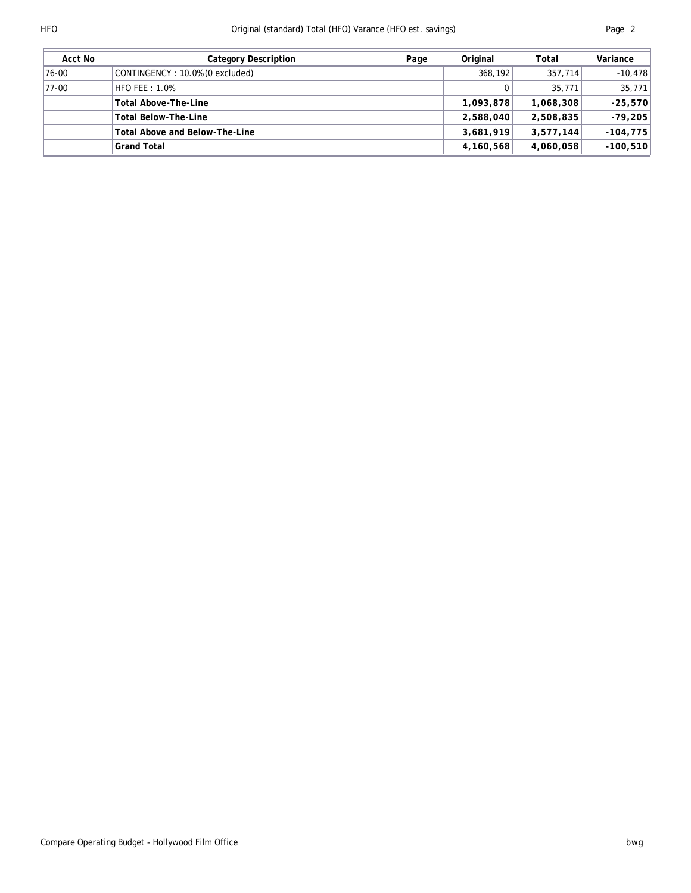| Acct No | Category Description | Page | Original | Total | Variance |
|---|---|---|---|---|---|
| 76-00 | CONTINGENCY : 10.0% (0 excluded) | | 368,192 | 357,714 | -10,478 |
| 77-00 | HFO FEE : 1.0% | | 0 | 35,771 | 35,771 |
| | **Total Above-The-Line** | | **1,093,878** | **1,068,308** | **-25,570** |
| | **Total Below-The-Line** | | **2,588,040** | **2,508,835** | **-79,205** |
| | **Total Above and Below-The-Line** | | **3,681,919** | **3,577,144** | **-104,775** |
| | **Grand Total** | | **4,160,568** | **4,060,058** | **-100,510** |